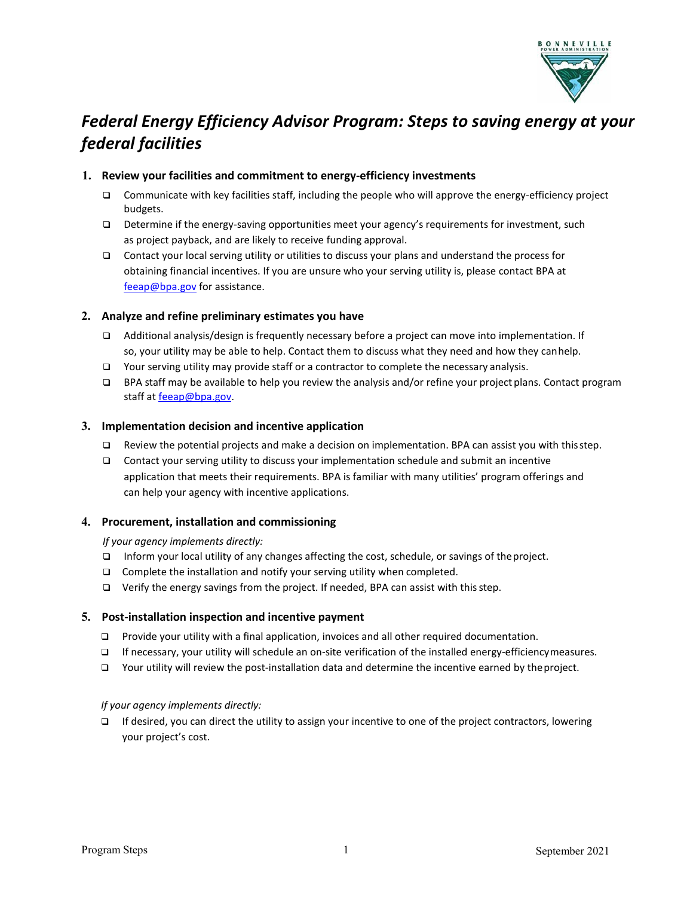# *Federal Energy Efficiency Advisor Program: Steps to saving energy at your federal facilities*

## 1. Review your facilities and commitment to energy-efficiency investments

- ❑ Communicate with key facilities staff, including the people who will approve the energy-efficiency project budgets.
- ❑ Determine if the energy-saving opportunities meet your agency's requirements for investment, such as project payback, and are likely to receive funding approval.
- ❑ Contact your local serving utility or utilities to discuss your plans and understand the process for obtaining financial incentives. If you are unsure who your serving utility is, please contact BPA at feeap@bpa.gov for assistance.

## 2. Analyze and refine preliminary estimates you have

- ❑ Additional analysis/design is frequently necessary before a project can move into implementation. If so, your utility may be able to help. Contact them to discuss what they need and how they can help.
- ❑ Your serving utility may provide staff or a contractor to complete the necessary analysis.
- ❑ BPA staff may be available to help you review the analysis and/or refine your project plans. Contact program staff at feeap@bpa.gov.

## 3. Implementation decision and incentive application

- ❑ Review the potential projects and make a decision on implementation. BPA can assist you with this step.
- ❑ Contact your serving utility to discuss your implementation schedule and submit an incentive application that meets their requirements. BPA is familiar with many utilities' program offerings and can help your agency with incentive applications.

## 4. Procurement, installation and commissioning

*If your agency implements directly:*

- ❑ Inform your local utility of any changes affecting the cost, schedule, or savings of the project.
- ❑ Complete the installation and notify your serving utility when completed.
- ❑ Verify the energy savings from the project. If needed, BPA can assist with this step.

## 5. Post-installation inspection and incentive payment

- ❑ Provide your utility with a final application, invoices and all other required documentation.
- ❑ If necessary, your utility will schedule an on-site verification of the installed energy-efficiency measures.
- ❑ Your utility will review the post-installation data and determine the incentive earned by the project.

*If your agency implements directly:*

- ❑ If desired, you can direct the utility to assign your incentive to one of the project contractors, lowering your project's cost.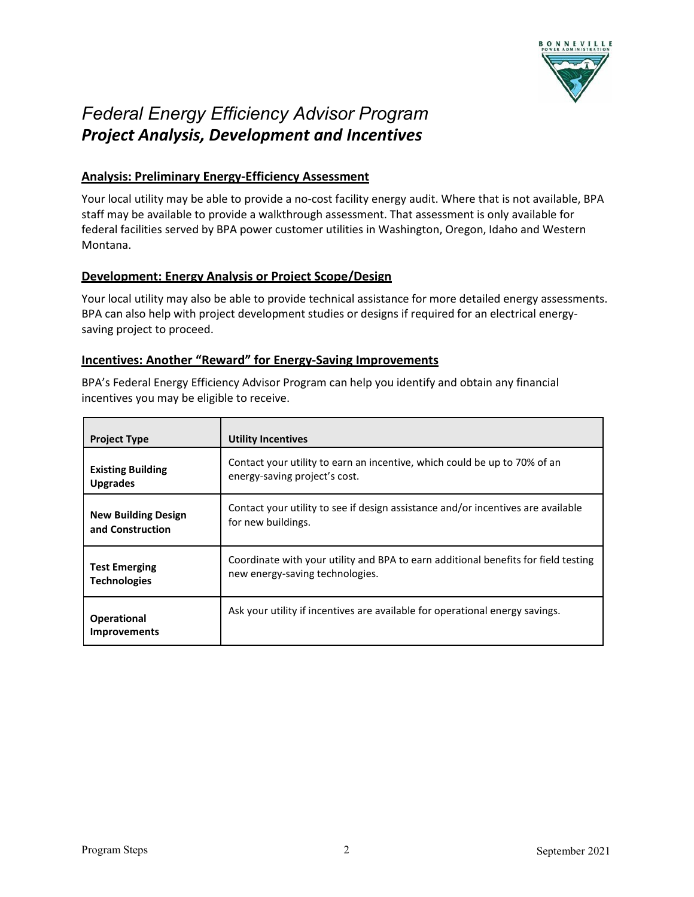# *Federal Energy Efficiency Advisor Program*
## ***Project Analysis, Development and Incentives***

### **Analysis: Preliminary Energy-Efficiency Assessment**

Your local utility may be able to provide a no-cost facility energy audit. Where that is not available, BPA staff may be available to provide a walkthrough assessment. That assessment is only available for federal facilities served by BPA power customer utilities in Washington, Oregon, Idaho and Western Montana.

### **Development: Energy Analysis or Project Scope/Design**

Your local utility may also be able to provide technical assistance for more detailed energy assessments. BPA can also help with project development studies or designs if required for an electrical energy-saving project to proceed.

### **Incentives: Another "Reward" for Energy-Saving Improvements**

BPA's Federal Energy Efficiency Advisor Program can help you identify and obtain any financial incentives you may be eligible to receive.

| **Project Type** | **Utility Incentives** |
|---|---|
| **Existing Building Upgrades** | Contact your utility to earn an incentive, which could be up to 70% of an energy-saving project's cost. |
| **New Building Design and Construction** | Contact your utility to see if design assistance and/or incentives are available for new buildings. |
| **Test Emerging Technologies** | Coordinate with your utility and BPA to earn additional benefits for field testing new energy-saving technologies. |
| **Operational Improvements** | Ask your utility if incentives are available for operational energy savings. |